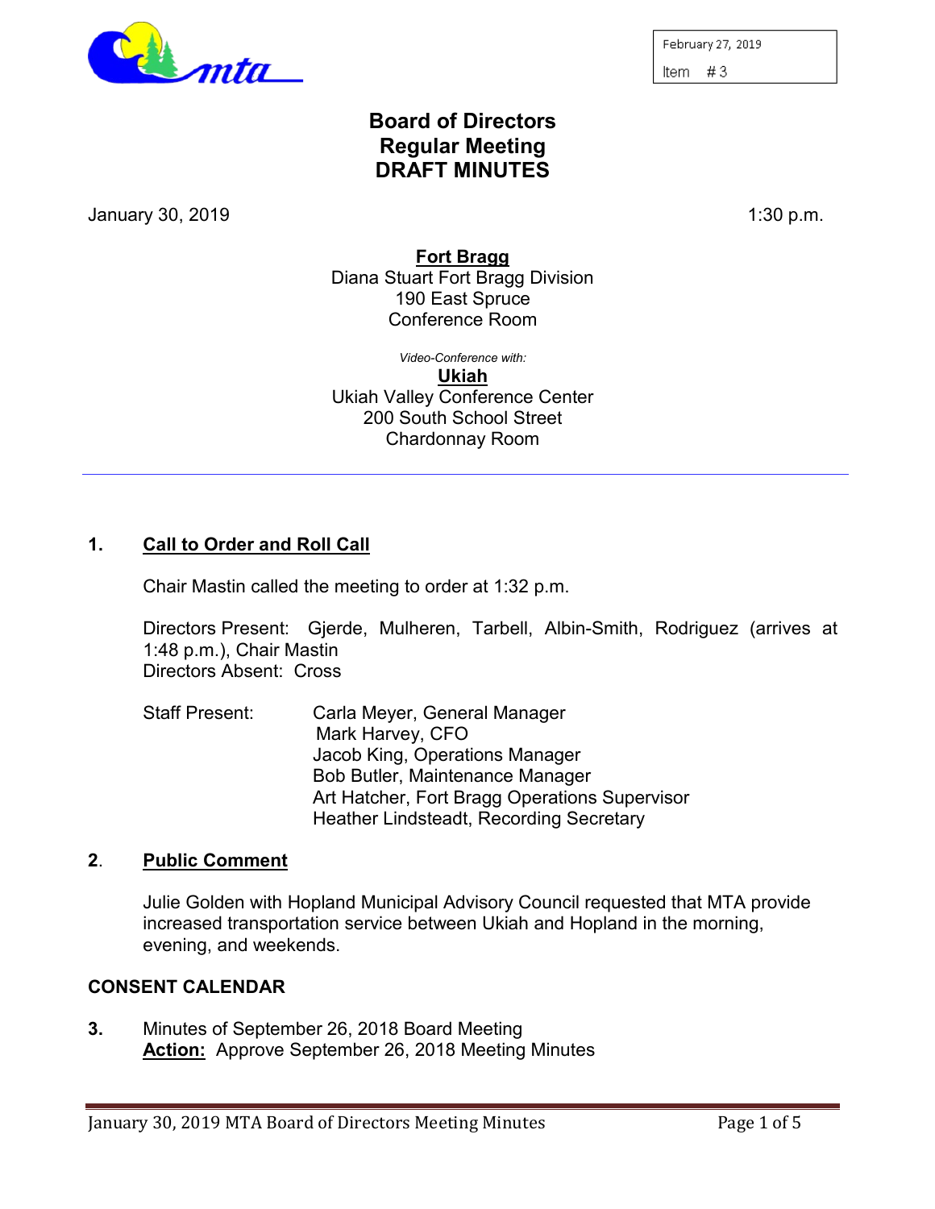February 27, 2019
Item # 3

# Board of Directors
# Regular Meeting
# DRAFT MINUTES

January 30, 2019 1:30 p.m.

**Fort Bragg**
Diana Stuart Fort Bragg Division
190 East Spruce
Conference Room

*Video-Conference with:*
**Ukiah**
Ukiah Valley Conference Center
200 South School Street
Chardonnay Room

---

## 1. Call to Order and Roll Call

Chair Mastin called the meeting to order at 1:32 p.m.

Directors Present: Gjerde, Mulheren, Tarbell, Albin-Smith, Rodriguez (arrives at 1:48 p.m.), Chair Mastin
Directors Absent: Cross

Staff Present:
- Carla Meyer, General Manager
- Mark Harvey, CFO
- Jacob King, Operations Manager
- Bob Butler, Maintenance Manager
- Art Hatcher, Fort Bragg Operations Supervisor
- Heather Lindsteadt, Recording Secretary

## 2. Public Comment

Julie Golden with Hopland Municipal Advisory Council requested that MTA provide increased transportation service between Ukiah and Hopland in the morning, evening, and weekends.

## CONSENT CALENDAR

**3.** Minutes of September 26, 2018 Board Meeting
**Action:** Approve September 26, 2018 Meeting Minutes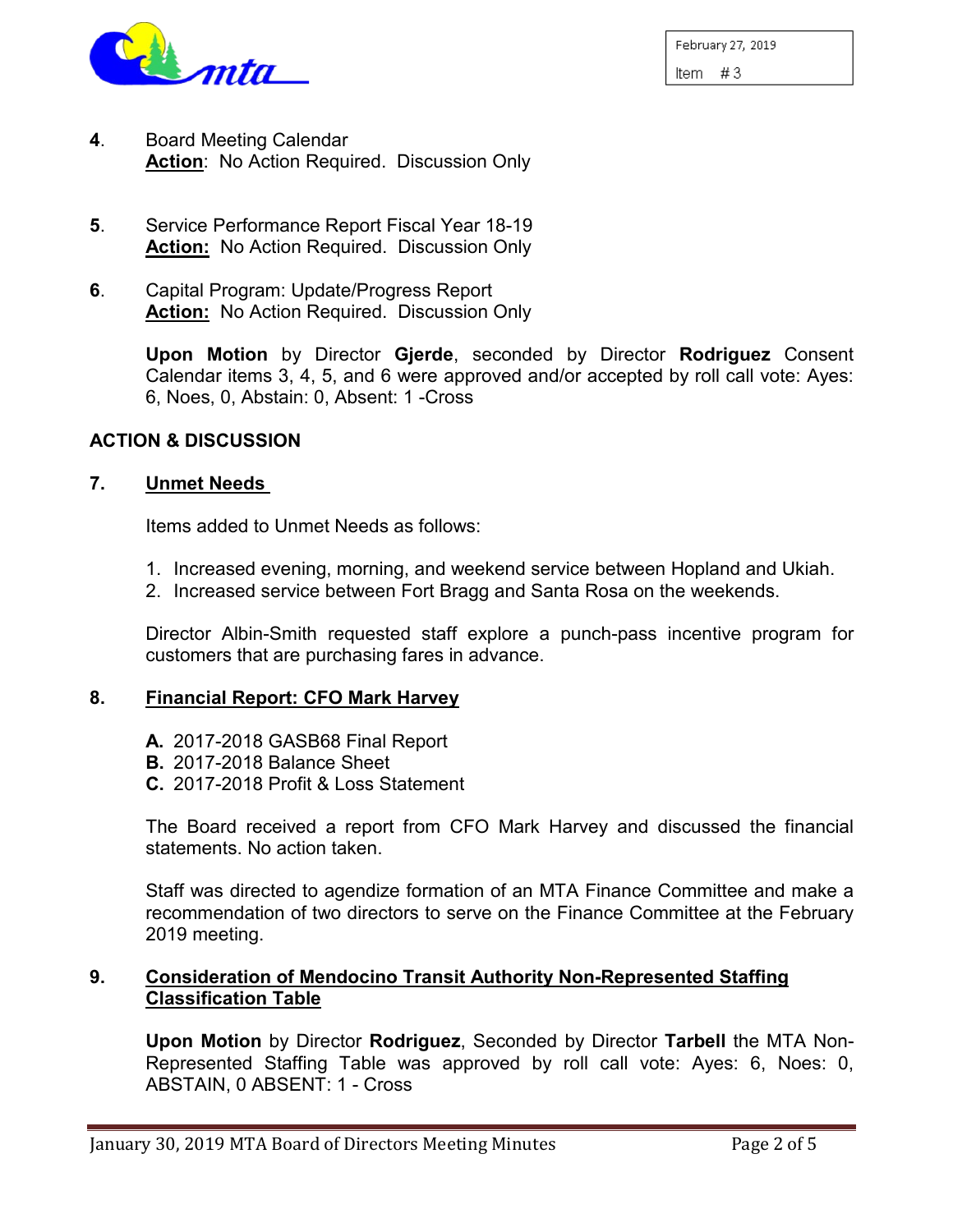**4**. Board Meeting Calendar
**Action**: No Action Required. Discussion Only

**5**. Service Performance Report Fiscal Year 18-19
**Action:** No Action Required. Discussion Only

**6**. Capital Program: Update/Progress Report
**Action:** No Action Required. Discussion Only

**Upon Motion** by Director **Gjerde**, seconded by Director **Rodriguez** Consent Calendar items 3, 4, 5, and 6 were approved and/or accepted by roll call vote: Ayes: 6, Noes, 0, Abstain: 0, Absent: 1 -Cross

## ACTION & DISCUSSION

**7. Unmet Needs**

Items added to Unmet Needs as follows:

1. Increased evening, morning, and weekend service between Hopland and Ukiah.
2. Increased service between Fort Bragg and Santa Rosa on the weekends.

Director Albin-Smith requested staff explore a punch-pass incentive program for customers that are purchasing fares in advance.

**8. Financial Report: CFO Mark Harvey**

**A.** 2017-2018 GASB68 Final Report
**B.** 2017-2018 Balance Sheet
**C.** 2017-2018 Profit & Loss Statement

The Board received a report from CFO Mark Harvey and discussed the financial statements. No action taken.

Staff was directed to agendize formation of an MTA Finance Committee and make a recommendation of two directors to serve on the Finance Committee at the February 2019 meeting.

**9. Consideration of Mendocino Transit Authority Non-Represented Staffing Classification Table**

**Upon Motion** by Director **Rodriguez**, Seconded by Director **Tarbell** the MTA Non-Represented Staffing Table was approved by roll call vote: Ayes: 6, Noes: 0, ABSTAIN, 0 ABSENT: 1 - Cross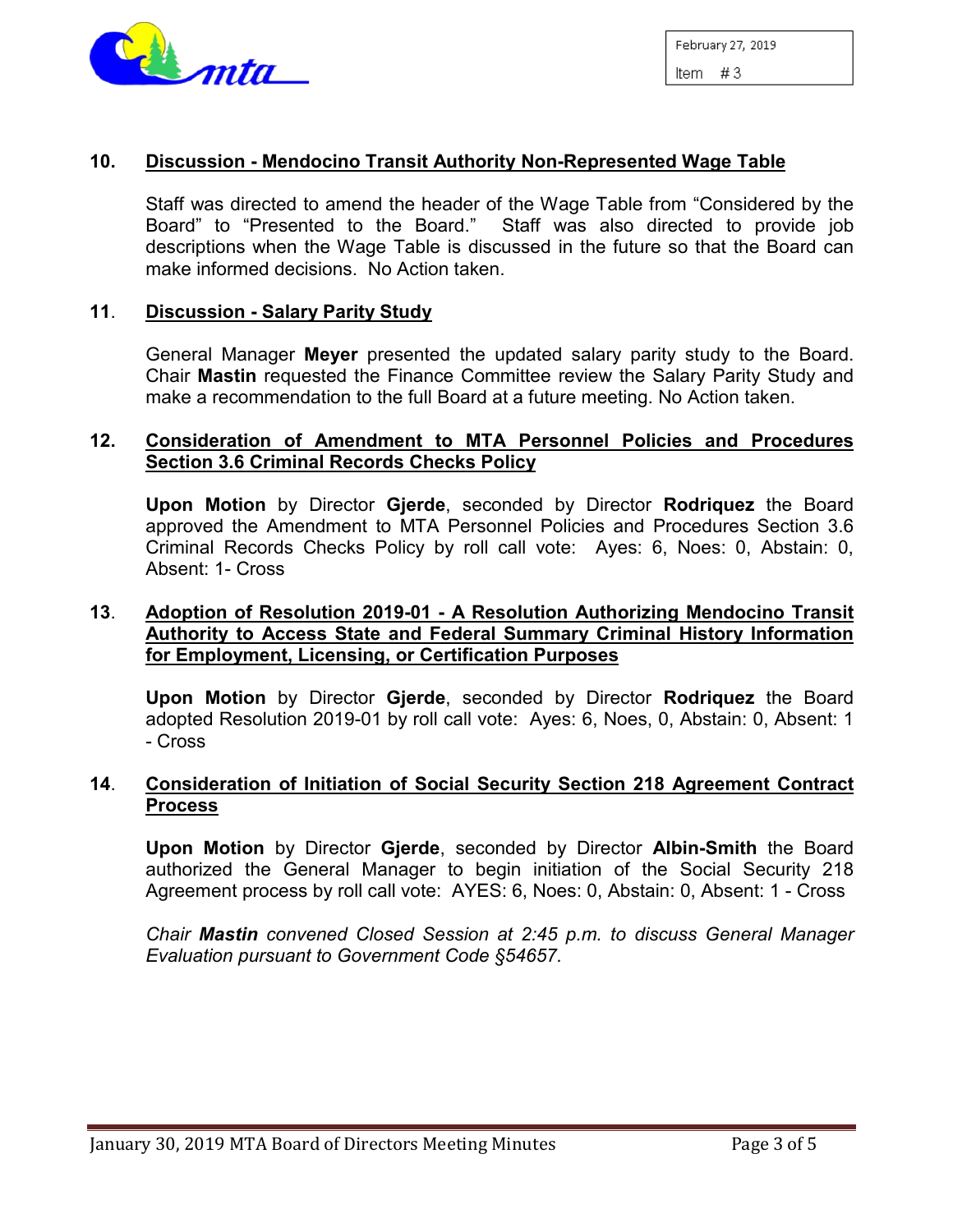### 10. Discussion - Mendocino Transit Authority Non-Represented Wage Table

Staff was directed to amend the header of the Wage Table from "Considered by the Board" to "Presented to the Board." Staff was also directed to provide job descriptions when the Wage Table is discussed in the future so that the Board can make informed decisions. No Action taken.

### 11. Discussion - Salary Parity Study

General Manager **Meyer** presented the updated salary parity study to the Board. Chair **Mastin** requested the Finance Committee review the Salary Parity Study and make a recommendation to the full Board at a future meeting. No Action taken.

### 12. Consideration of Amendment to MTA Personnel Policies and Procedures Section 3.6 Criminal Records Checks Policy

**Upon Motion** by Director **Gjerde**, seconded by Director **Rodriquez** the Board approved the Amendment to MTA Personnel Policies and Procedures Section 3.6 Criminal Records Checks Policy by roll call vote: Ayes: 6, Noes: 0, Abstain: 0, Absent: 1- Cross

### 13. Adoption of Resolution 2019-01 - A Resolution Authorizing Mendocino Transit Authority to Access State and Federal Summary Criminal History Information for Employment, Licensing, or Certification Purposes

**Upon Motion** by Director **Gjerde**, seconded by Director **Rodriquez** the Board adopted Resolution 2019-01 by roll call vote: Ayes: 6, Noes, 0, Abstain: 0, Absent: 1 - Cross

### 14. Consideration of Initiation of Social Security Section 218 Agreement Contract Process

**Upon Motion** by Director **Gjerde**, seconded by Director **Albin-Smith** the Board authorized the General Manager to begin initiation of the Social Security 218 Agreement process by roll call vote: AYES: 6, Noes: 0, Abstain: 0, Absent: 1 - Cross

*Chair **Mastin** convened Closed Session at 2:45 p.m. to discuss General Manager Evaluation pursuant to Government Code §54657.*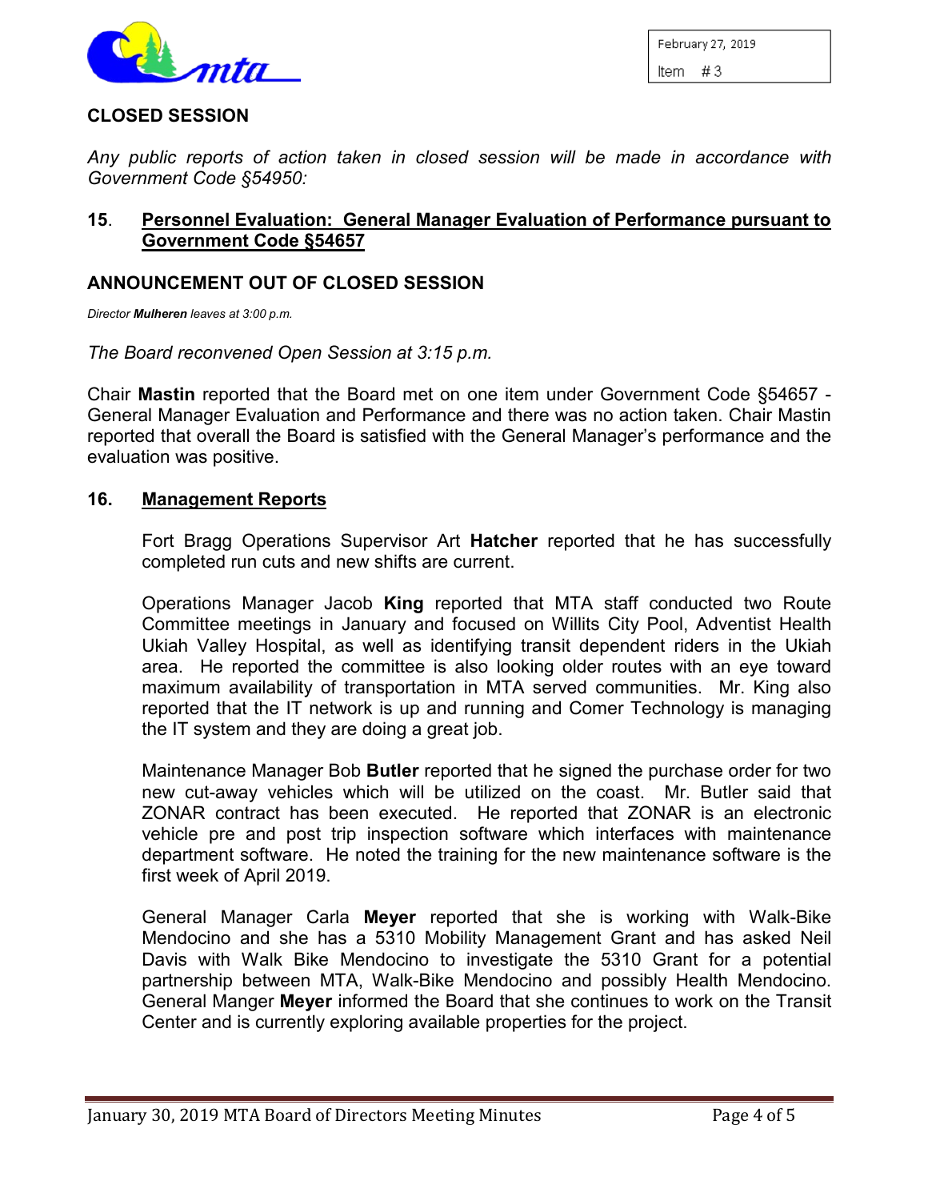**CLOSED SESSION**

*Any public reports of action taken in closed session will be made in accordance with Government Code §54950:*

**15**. **Personnel Evaluation: General Manager Evaluation of Performance pursuant to Government Code §54657**

**ANNOUNCEMENT OUT OF CLOSED SESSION**

*Director **Mulheren** leaves at 3:00 p.m.*

*The Board reconvened Open Session at 3:15 p.m.*

Chair **Mastin** reported that the Board met on one item under Government Code §54657 - General Manager Evaluation and Performance and there was no action taken. Chair Mastin reported that overall the Board is satisfied with the General Manager's performance and the evaluation was positive.

**16. Management Reports**

Fort Bragg Operations Supervisor Art **Hatcher** reported that he has successfully completed run cuts and new shifts are current.

Operations Manager Jacob **King** reported that MTA staff conducted two Route Committee meetings in January and focused on Willits City Pool, Adventist Health Ukiah Valley Hospital, as well as identifying transit dependent riders in the Ukiah area. He reported the committee is also looking older routes with an eye toward maximum availability of transportation in MTA served communities. Mr. King also reported that the IT network is up and running and Comer Technology is managing the IT system and they are doing a great job.

Maintenance Manager Bob **Butler** reported that he signed the purchase order for two new cut-away vehicles which will be utilized on the coast. Mr. Butler said that ZONAR contract has been executed. He reported that ZONAR is an electronic vehicle pre and post trip inspection software which interfaces with maintenance department software. He noted the training for the new maintenance software is the first week of April 2019.

General Manager Carla **Meyer** reported that she is working with Walk-Bike Mendocino and she has a 5310 Mobility Management Grant and has asked Neil Davis with Walk Bike Mendocino to investigate the 5310 Grant for a potential partnership between MTA, Walk-Bike Mendocino and possibly Health Mendocino. General Manger **Meyer** informed the Board that she continues to work on the Transit Center and is currently exploring available properties for the project.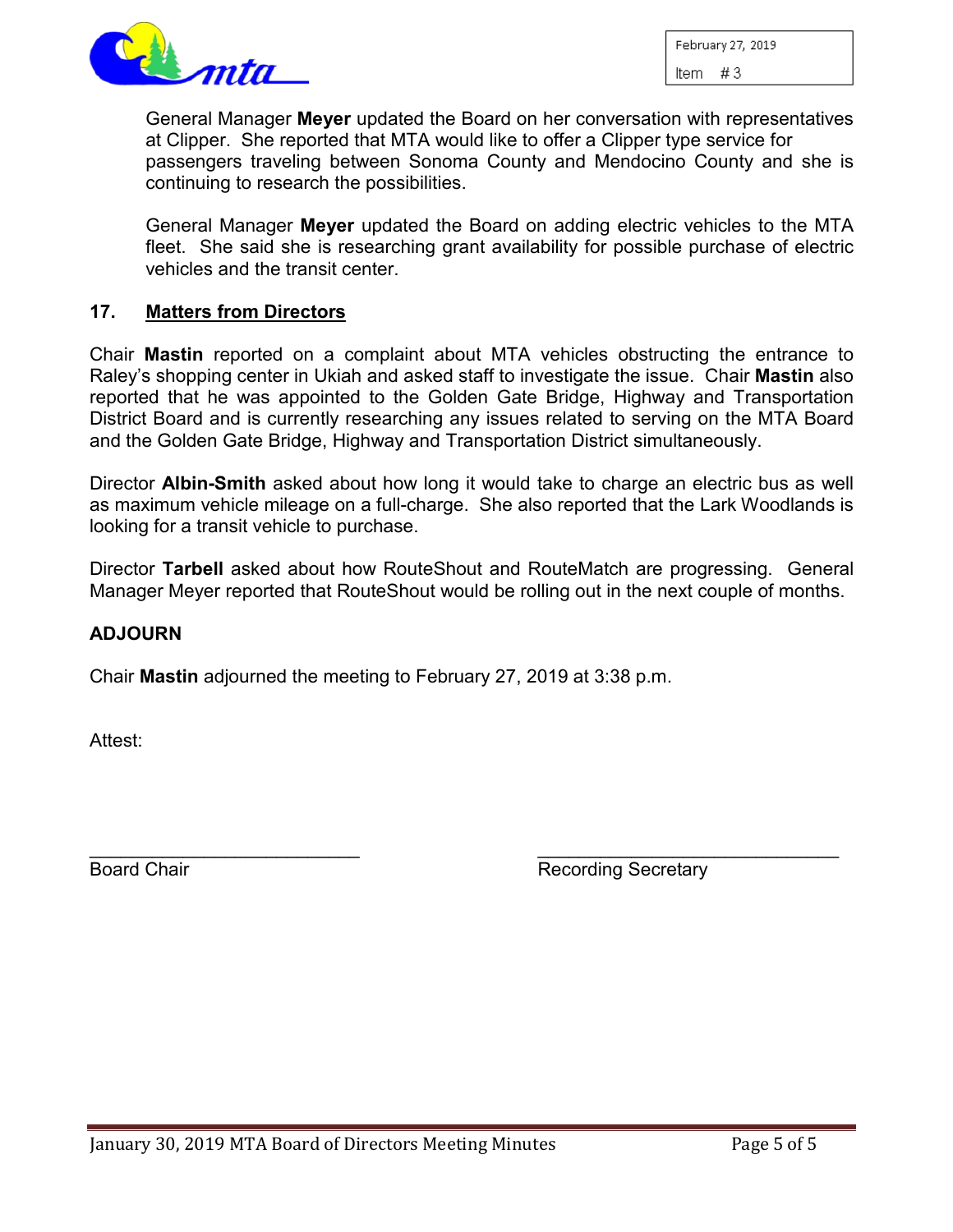General Manager **Meyer** updated the Board on her conversation with representatives at Clipper. She reported that MTA would like to offer a Clipper type service for passengers traveling between Sonoma County and Mendocino County and she is continuing to research the possibilities.

General Manager **Meyer** updated the Board on adding electric vehicles to the MTA fleet. She said she is researching grant availability for possible purchase of electric vehicles and the transit center.

## 17. Matters from Directors

Chair **Mastin** reported on a complaint about MTA vehicles obstructing the entrance to Raley's shopping center in Ukiah and asked staff to investigate the issue. Chair **Mastin** also reported that he was appointed to the Golden Gate Bridge, Highway and Transportation District Board and is currently researching any issues related to serving on the MTA Board and the Golden Gate Bridge, Highway and Transportation District simultaneously.

Director **Albin-Smith** asked about how long it would take to charge an electric bus as well as maximum vehicle mileage on a full-charge. She also reported that the Lark Woodlands is looking for a transit vehicle to purchase.

Director **Tarbell** asked about how RouteShout and RouteMatch are progressing. General Manager Meyer reported that RouteShout would be rolling out in the next couple of months.

## ADJOURN

Chair **Mastin** adjourned the meeting to February 27, 2019 at 3:38 p.m.

Attest:

\_\_\_\_\_\_\_\_\_\_\_\_\_\_\_\_\_\_\_\_\_\_\_\_\_\_\_ \_\_\_\_\_\_\_\_\_\_\_\_\_\_\_\_\_\_\_\_\_\_\_\_\_\_\_\_\_\_
Board Chair Recording Secretary